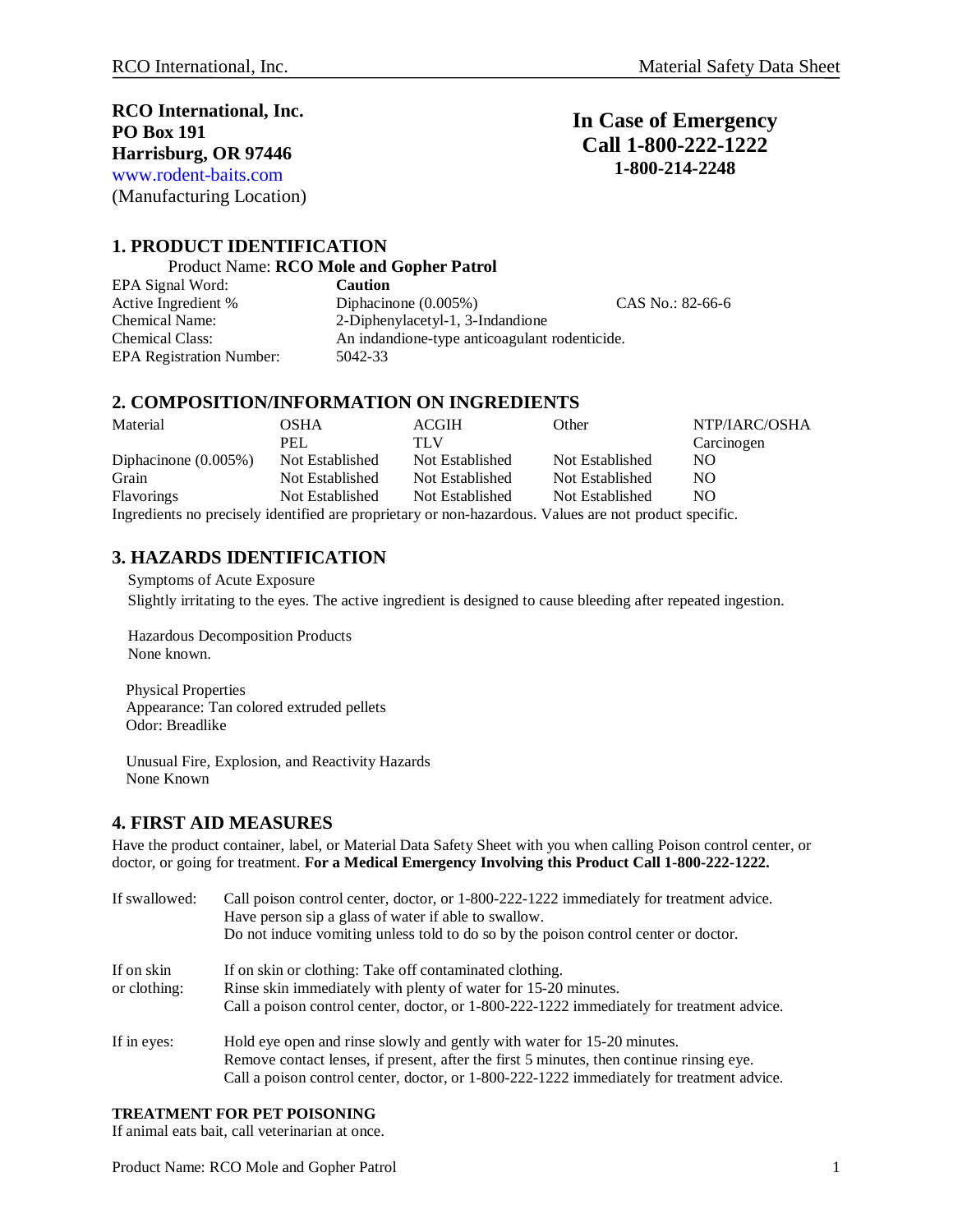**RCO International, Inc.**
**PO Box 191**
**Harrisburg, OR 97446**
www.rodent-baits.com
(Manufacturing Location)

**In Case of Emergency**
**Call 1-800-222-1222**
**1-800-214-2248**

## 1. PRODUCT IDENTIFICATION

Product Name: **RCO Mole and Gopher Patrol**

| | | |
|---|---|---|
| EPA Signal Word: | **Caution** | |
| Active Ingredient % | Diphacinone (0.005%) | CAS No.: 82-66-6 |
| Chemical Name: | 2-Diphenylacetyl-1, 3-Indandione | |
| Chemical Class: | An indandione-type anticoagulant rodenticide. | |
| EPA Registration Number: | 5042-33 | |

## 2. COMPOSITION/INFORMATION ON INGREDIENTS

| Material | OSHA PEL | ACGIH TLV | Other | NTP/IARC/OSHA Carcinogen |
|---|---|---|---|---|
| Diphacinone (0.005%) | Not Established | Not Established | Not Established | NO |
| Grain | Not Established | Not Established | Not Established | NO |
| Flavorings | Not Established | Not Established | Not Established | NO |

Ingredients no precisely identified are proprietary or non-hazardous. Values are not product specific.

## 3. HAZARDS IDENTIFICATION

Symptoms of Acute Exposure
Slightly irritating to the eyes. The active ingredient is designed to cause bleeding after repeated ingestion.

Hazardous Decomposition Products
None known.

Physical Properties
Appearance: Tan colored extruded pellets
Odor: Breadlike

Unusual Fire, Explosion, and Reactivity Hazards
None Known

## 4. FIRST AID MEASURES

Have the product container, label, or Material Data Safety Sheet with you when calling Poison control center, or doctor, or going for treatment. **For a Medical Emergency Involving this Product Call 1-800-222-1222.**

| | |
|---|---|
| If swallowed: | Call poison control center, doctor, or 1-800-222-1222 immediately for treatment advice.<br>Have person sip a glass of water if able to swallow.<br>Do not induce vomiting unless told to do so by the poison control center or doctor. |
| If on skin or clothing: | If on skin or clothing: Take off contaminated clothing.<br>Rinse skin immediately with plenty of water for 15-20 minutes.<br>Call a poison control center, doctor, or 1-800-222-1222 immediately for treatment advice. |
| If in eyes: | Hold eye open and rinse slowly and gently with water for 15-20 minutes.<br>Remove contact lenses, if present, after the first 5 minutes, then continue rinsing eye.<br>Call a poison control center, doctor, or 1-800-222-1222 immediately for treatment advice. |

**TREATMENT FOR PET POISONING**
If animal eats bait, call veterinarian at once.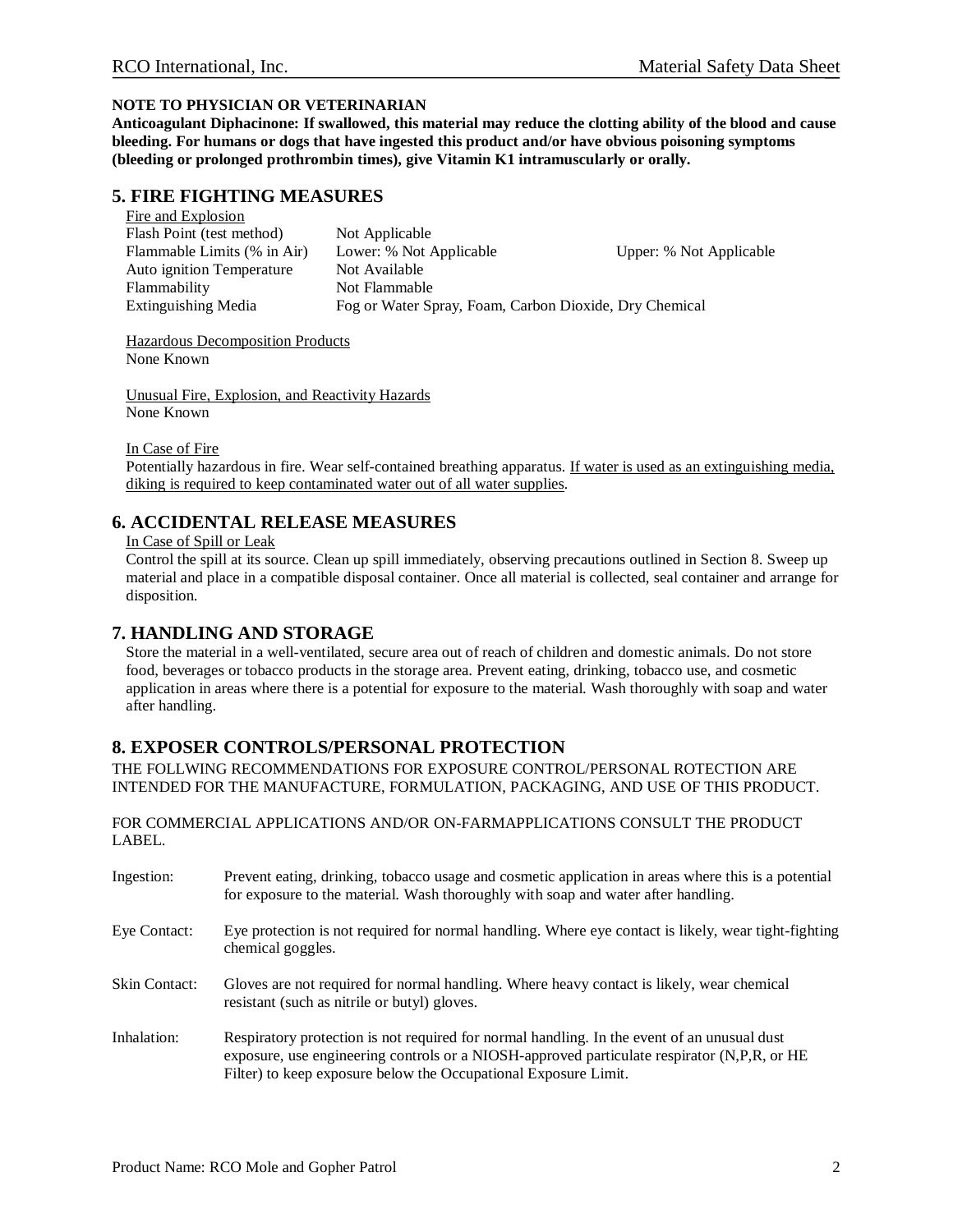**NOTE TO PHYSICIAN OR VETERINARIAN**

**Anticoagulant Diphacinone: If swallowed, this material may reduce the clotting ability of the blood and cause bleeding. For humans or dogs that have ingested this product and/or have obvious poisoning symptoms (bleeding or prolonged prothrombin times), give Vitamin K1 intramuscularly or orally.**

## 5. FIRE FIGHTING MEASURES

Fire and Explosion

| | | |
|---|---|---|
| Flash Point (test method) | Not Applicable | |
| Flammable Limits (% in Air) | Lower: % Not Applicable | Upper: % Not Applicable |
| Auto ignition Temperature | Not Available | |
| Flammability | Not Flammable | |
| Extinguishing Media | Fog or Water Spray, Foam, Carbon Dioxide, Dry Chemical | |

Hazardous Decomposition Products

None Known

Unusual Fire, Explosion, and Reactivity Hazards

None Known

In Case of Fire

Potentially hazardous in fire. Wear self-contained breathing apparatus. If water is used as an extinguishing media, diking is required to keep contaminated water out of all water supplies.

## 6. ACCIDENTAL RELEASE MEASURES

In Case of Spill or Leak

Control the spill at its source. Clean up spill immediately, observing precautions outlined in Section 8. Sweep up material and place in a compatible disposal container. Once all material is collected, seal container and arrange for disposition.

## 7. HANDLING AND STORAGE

Store the material in a well-ventilated, secure area out of reach of children and domestic animals. Do not store food, beverages or tobacco products in the storage area. Prevent eating, drinking, tobacco use, and cosmetic application in areas where there is a potential for exposure to the material. Wash thoroughly with soap and water after handling.

## 8. EXPOSER CONTROLS/PERSONAL PROTECTION

THE FOLLWING RECOMMENDATIONS FOR EXPOSURE CONTROL/PERSONAL ROTECTION ARE INTENDED FOR THE MANUFACTURE, FORMULATION, PACKAGING, AND USE OF THIS PRODUCT.

FOR COMMERCIAL APPLICATIONS AND/OR ON-FARMAPPLICATIONS CONSULT THE PRODUCT LABEL.

| | |
|---|---|
| Ingestion: | Prevent eating, drinking, tobacco usage and cosmetic application in areas where this is a potential for exposure to the material. Wash thoroughly with soap and water after handling. |
| Eye Contact: | Eye protection is not required for normal handling. Where eye contact is likely, wear tight-fighting chemical goggles. |
| Skin Contact: | Gloves are not required for normal handling. Where heavy contact is likely, wear chemical resistant (such as nitrile or butyl) gloves. |
| Inhalation: | Respiratory protection is not required for normal handling. In the event of an unusual dust exposure, use engineering controls or a NIOSH-approved particulate respirator (N,P,R, or HE Filter) to keep exposure below the Occupational Exposure Limit. |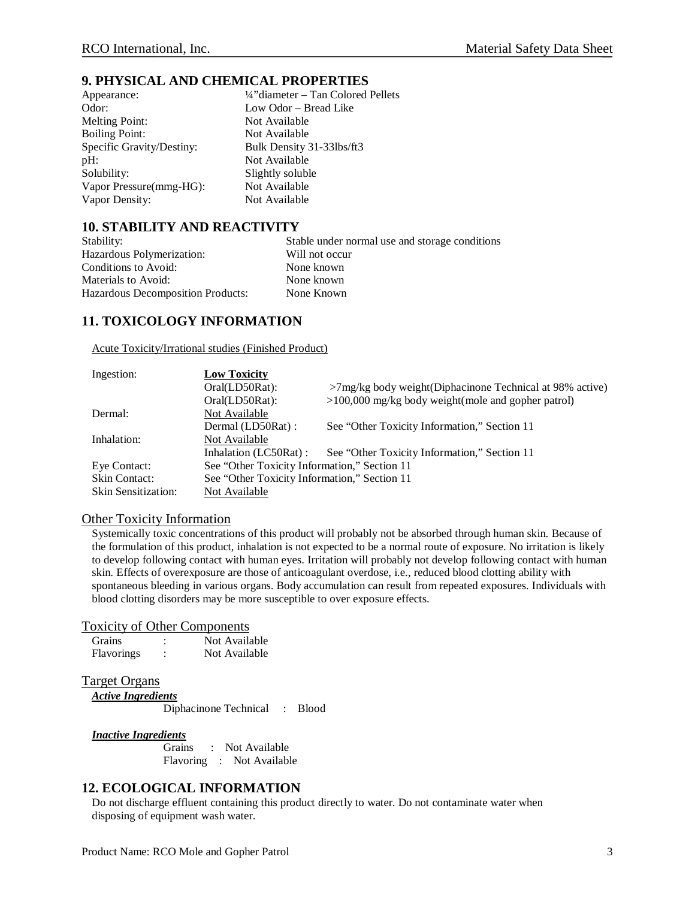## 9. PHYSICAL AND CHEMICAL PROPERTIES

| | |
|---|---|
| Appearance: | ¼"diameter – Tan Colored Pellets |
| Odor: | Low Odor – Bread Like |
| Melting Point: | Not Available |
| Boiling Point: | Not Available |
| Specific Gravity/Destiny: | Bulk Density 31-33lbs/ft3 |
| pH: | Not Available |
| Solubility: | Slightly soluble |
| Vapor Pressure(mmg-HG): | Not Available |
| Vapor Density: | Not Available |

## 10. STABILITY AND REACTIVITY

| | |
|---|---|
| Stability: | Stable under normal use and storage conditions |
| Hazardous Polymerization: | Will not occur |
| Conditions to Avoid: | None known |
| Materials to Avoid: | None known |
| Hazardous Decomposition Products: | None Known |

## 11. TOXICOLOGY INFORMATION

Acute Toxicity/Irrational studies (Finished Product)

| | | |
|---|---|---|
| Ingestion: | **Low Toxicity** | |
| | Oral(LD50Rat): | >7mg/kg body weight(Diphacinone Technical at 98% active) |
| | Oral(LD50Rat): | >100,000 mg/kg body weight(mole and gopher patrol) |
| Dermal: | Not Available | |
| | Dermal (LD50Rat) : | See "Other Toxicity Information," Section 11 |
| Inhalation: | Not Available | |
| | Inhalation (LC50Rat) : | See "Other Toxicity Information," Section 11 |
| Eye Contact: | See "Other Toxicity Information," Section 11 | |
| Skin Contact: | See "Other Toxicity Information," Section 11 | |
| Skin Sensitization: | Not Available | |

### Other Toxicity Information

Systemically toxic concentrations of this product will probably not be absorbed through human skin. Because of the formulation of this product, inhalation is not expected to be a normal route of exposure. No irritation is likely to develop following contact with human eyes. Irritation will probably not develop following contact with human skin. Effects of overexposure are those of anticoagulant overdose, i.e., reduced blood clotting ability with spontaneous bleeding in various organs. Body accumulation can result from repeated exposures. Individuals with blood clotting disorders may be more susceptible to over exposure effects.

### Toxicity of Other Components

Grains : Not Available
Flavorings : Not Available

### Target Organs

***Active Ingredients***

Diphacinone Technical : Blood

***Inactive Ingredients***

Grains : Not Available
Flavoring : Not Available

## 12. ECOLOGICAL INFORMATION

Do not discharge effluent containing this product directly to water. Do not contaminate water when disposing of equipment wash water.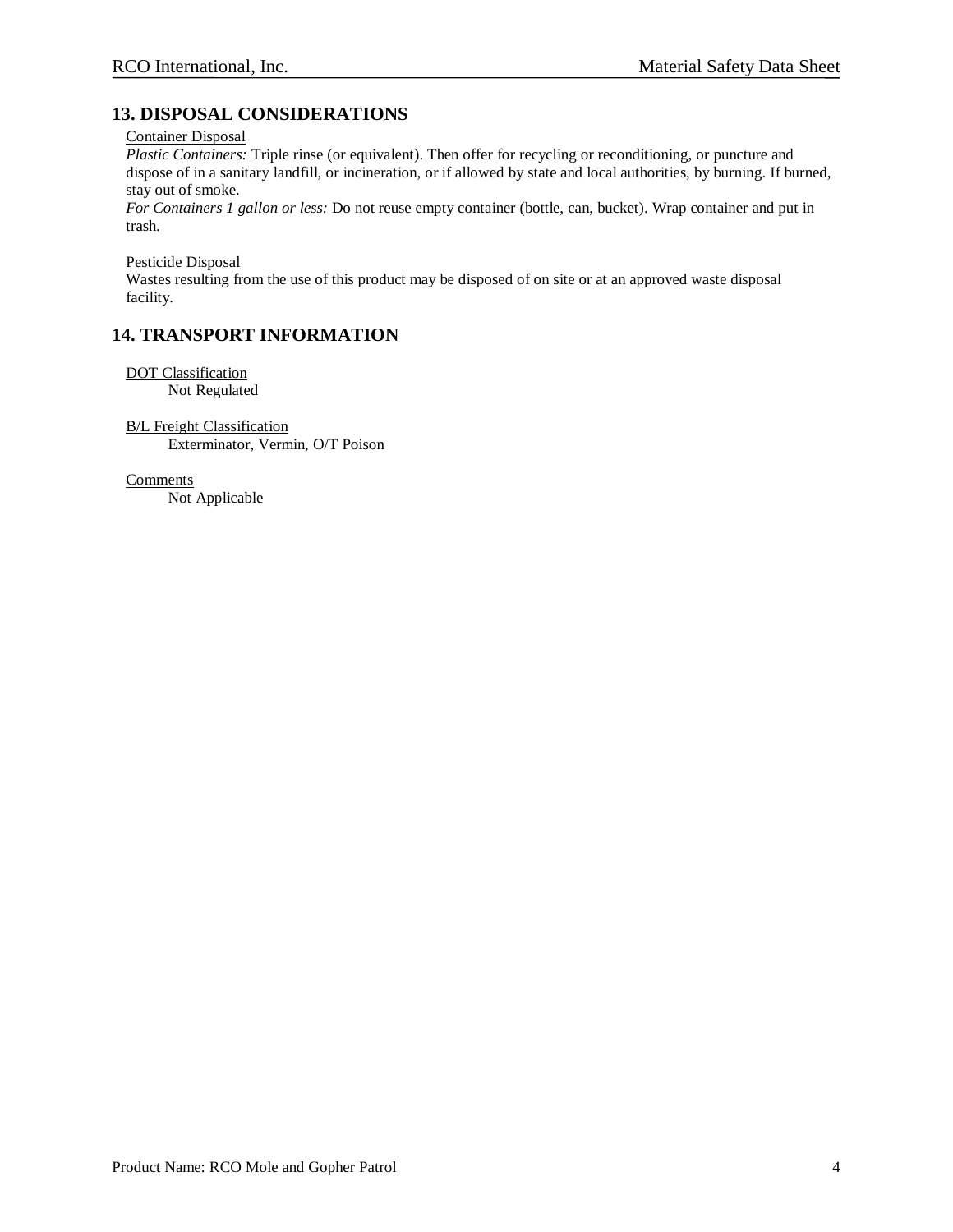## 13. DISPOSAL CONSIDERATIONS

Container Disposal

*Plastic Containers:* Triple rinse (or equivalent). Then offer for recycling or reconditioning, or puncture and dispose of in a sanitary landfill, or incineration, or if allowed by state and local authorities, by burning. If burned, stay out of smoke.

*For Containers 1 gallon or less:* Do not reuse empty container (bottle, can, bucket). Wrap container and put in trash.

Pesticide Disposal

Wastes resulting from the use of this product may be disposed of on site or at an approved waste disposal facility.

## 14. TRANSPORT INFORMATION

DOT Classification

Not Regulated

B/L Freight Classification

Exterminator, Vermin, O/T Poison

Comments

Not Applicable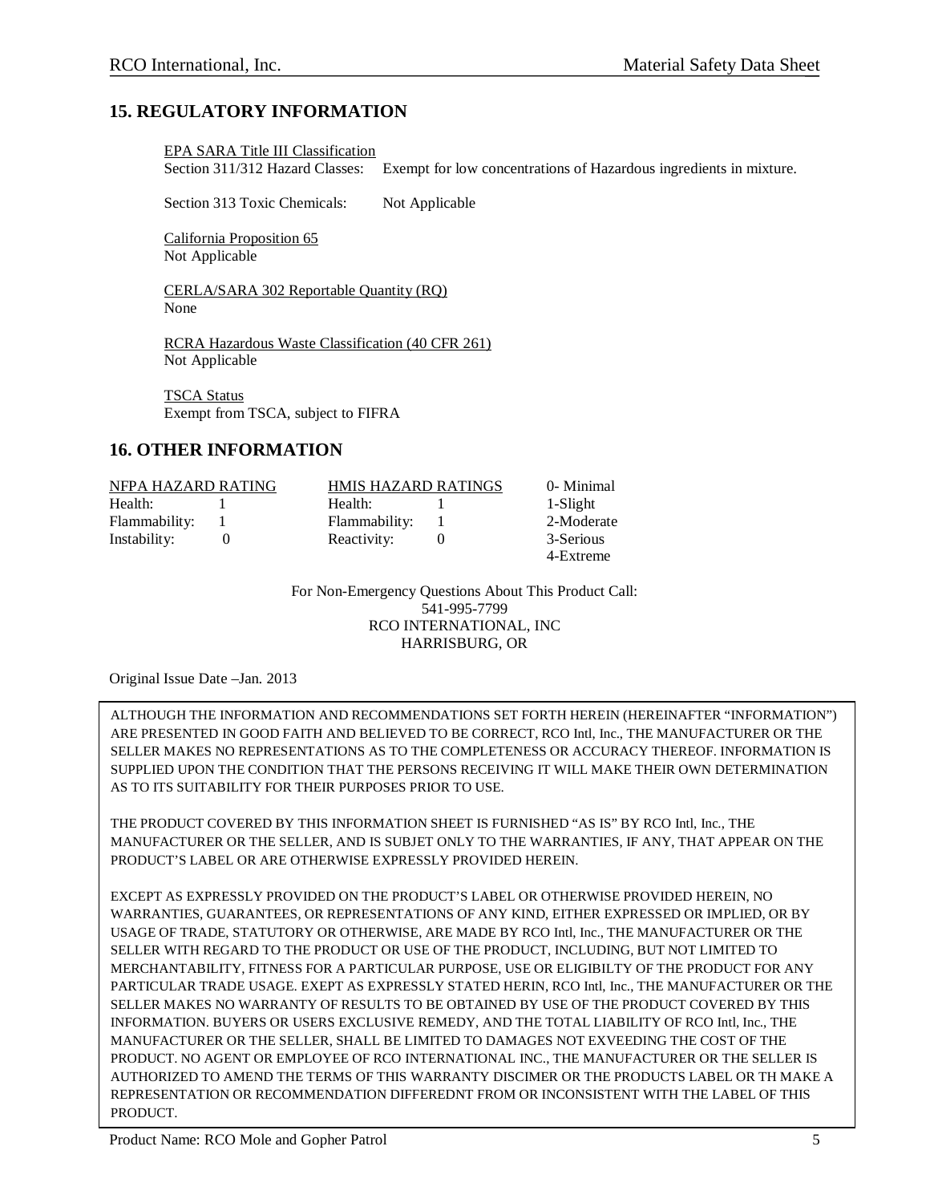## 15. REGULATORY INFORMATION

EPA SARA Title III Classification

Section 311/312 Hazard Classes: Exempt for low concentrations of Hazardous ingredients in mixture.

Section 313 Toxic Chemicals: Not Applicable

California Proposition 65

Not Applicable

CERLA/SARA 302 Reportable Quantity (RQ)

None

RCRA Hazardous Waste Classification (40 CFR 261)

Not Applicable

TSCA Status

Exempt from TSCA, subject to FIFRA

## 16. OTHER INFORMATION

| NFPA HAZARD RATING | | HMIS HAZARD RATINGS | | |
|---|---|---|---|---|
| Health: | 1 | Health: | 1 | 0- Minimal |
| Flammability: | 1 | Flammability: | 1 | 1-Slight |
| Instability: | 0 | Reactivity: | 0 | 2-Moderate |
| | | | | 3-Serious |
| | | | | 4-Extreme |

For Non-Emergency Questions About This Product Call:
541-995-7799
RCO INTERNATIONAL, INC
HARRISBURG, OR

Original Issue Date –Jan. 2013

ALTHOUGH THE INFORMATION AND RECOMMENDATIONS SET FORTH HEREIN (HEREINAFTER "INFORMATION") ARE PRESENTED IN GOOD FAITH AND BELIEVED TO BE CORRECT, RCO Intl, Inc., THE MANUFACTURER OR THE SELLER MAKES NO REPRESENTATIONS AS TO THE COMPLETENESS OR ACCURACY THEREOF. INFORMATION IS SUPPLIED UPON THE CONDITION THAT THE PERSONS RECEIVING IT WILL MAKE THEIR OWN DETERMINATION AS TO ITS SUITABILITY FOR THEIR PURPOSES PRIOR TO USE.

THE PRODUCT COVERED BY THIS INFORMATION SHEET IS FURNISHED "AS IS" BY RCO Intl, Inc., THE MANUFACTURER OR THE SELLER, AND IS SUBJET ONLY TO THE WARRANTIES, IF ANY, THAT APPEAR ON THE PRODUCT'S LABEL OR ARE OTHERWISE EXPRESSLY PROVIDED HEREIN.

EXCEPT AS EXPRESSLY PROVIDED ON THE PRODUCT'S LABEL OR OTHERWISE PROVIDED HEREIN, NO WARRANTIES, GUARANTEES, OR REPRESENTATIONS OF ANY KIND, EITHER EXPRESSED OR IMPLIED, OR BY USAGE OF TRADE, STATUTORY OR OTHERWISE, ARE MADE BY RCO Intl, Inc., THE MANUFACTURER OR THE SELLER WITH REGARD TO THE PRODUCT OR USE OF THE PRODUCT, INCLUDING, BUT NOT LIMITED TO MERCHANTABILITY, FITNESS FOR A PARTICULAR PURPOSE, USE OR ELIGIBILTY OF THE PRODUCT FOR ANY PARTICULAR TRADE USAGE. EXEPT AS EXPRESSLY STATED HERIN, RCO Intl, Inc., THE MANUFACTURER OR THE SELLER MAKES NO WARRANTY OF RESULTS TO BE OBTAINED BY USE OF THE PRODUCT COVERED BY THIS INFORMATION. BUYERS OR USERS EXCLUSIVE REMEDY, AND THE TOTAL LIABILITY OF RCO Intl, Inc., THE MANUFACTURER OR THE SELLER, SHALL BE LIMITED TO DAMAGES NOT EXVEEDING THE COST OF THE PRODUCT. NO AGENT OR EMPLOYEE OF RCO INTERNATIONAL INC., THE MANUFACTURER OR THE SELLER IS AUTHORIZED TO AMEND THE TERMS OF THIS WARRANTY DISCIMER OR THE PRODUCTS LABEL OR TH MAKE A REPRESENTATION OR RECOMMENDATION DIFFEREDNT FROM OR INCONSISTENT WITH THE LABEL OF THIS PRODUCT.